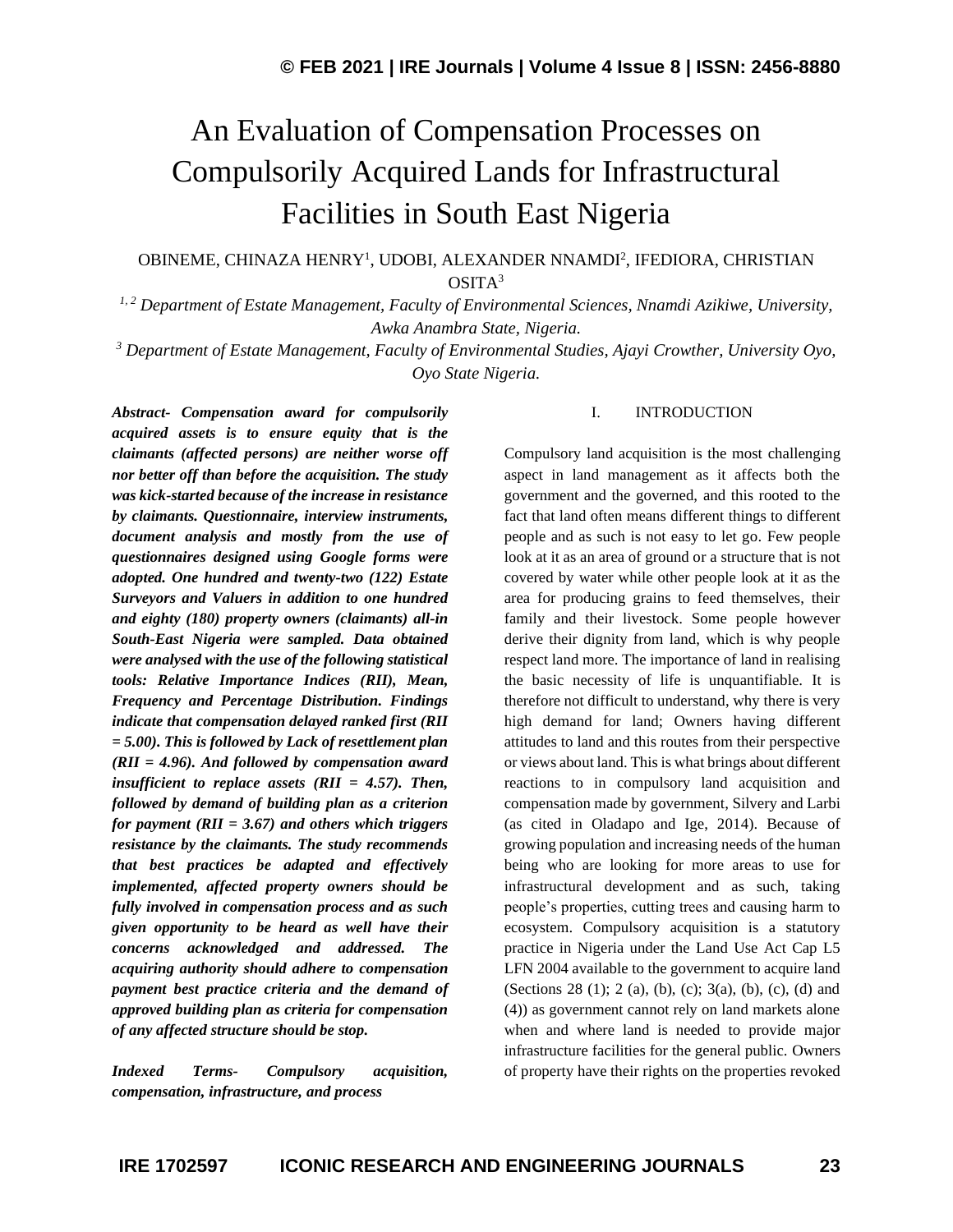# An Evaluation of Compensation Processes on Compulsorily Acquired Lands for Infrastructural Facilities in South East Nigeria

OBINEME, CHINAZA HENRY[1], UDOBI, ALEXANDER NNAMDI[2], IFEDIORA, CHRISTIAN OSITA[3]

*[1, 2] Department of Estate Management, Faculty of Environmental Sciences, Nnamdi Azikiwe, University, Awka Anambra State, Nigeria.*

*[3] Department of Estate Management, Faculty of Environmental Studies, Ajayi Crowther, University Oyo, Oyo State Nigeria.*

***Abstract-** Compensation award for compulsorily acquired assets is to ensure equity that is the claimants (affected persons) are neither worse off nor better off than before the acquisition. The study was kick-started because of the increase in resistance by claimants. Questionnaire, interview instruments, document analysis and mostly from the use of questionnaires designed using Google forms were adopted. One hundred and twenty-two (122) Estate Surveyors and Valuers in addition to one hundred and eighty (180) property owners (claimants) all-in South-East Nigeria were sampled. Data obtained were analysed with the use of the following statistical tools: Relative Importance Indices (RII), Mean, Frequency and Percentage Distribution. Findings indicate that compensation delayed ranked first (RII = 5.00). This is followed by Lack of resettlement plan (RII = 4.96). And followed by compensation award insufficient to replace assets (RII = 4.57). Then, followed by demand of building plan as a criterion for payment (RII = 3.67) and others which triggers resistance by the claimants. The study recommends that best practices be adapted and effectively implemented, affected property owners should be fully involved in compensation process and as such given opportunity to be heard as well have their concerns acknowledged and addressed. The acquiring authority should adhere to compensation payment best practice criteria and the demand of approved building plan as criteria for compensation of any affected structure should be stop.*

***Indexed Terms-** Compulsory acquisition, compensation, infrastructure, and process*

## I. INTRODUCTION

Compulsory land acquisition is the most challenging aspect in land management as it affects both the government and the governed, and this rooted to the fact that land often means different things to different people and as such is not easy to let go. Few people look at it as an area of ground or a structure that is not covered by water while other people look at it as the area for producing grains to feed themselves, their family and their livestock. Some people however derive their dignity from land, which is why people respect land more. The importance of land in realising the basic necessity of life is unquantifiable. It is therefore not difficult to understand, why there is very high demand for land; Owners having different attitudes to land and this routes from their perspective or views about land. This is what brings about different reactions to in compulsory land acquisition and compensation made by government, Silvery and Larbi (as cited in Oladapo and Ige, 2014). Because of growing population and increasing needs of the human being who are looking for more areas to use for infrastructural development and as such, taking people's properties, cutting trees and causing harm to ecosystem. Compulsory acquisition is a statutory practice in Nigeria under the Land Use Act Cap L5 LFN 2004 available to the government to acquire land (Sections 28 (1); 2 (a), (b), (c); 3(a), (b), (c), (d) and (4)) as government cannot rely on land markets alone when and where land is needed to provide major infrastructure facilities for the general public. Owners of property have their rights on the properties revoked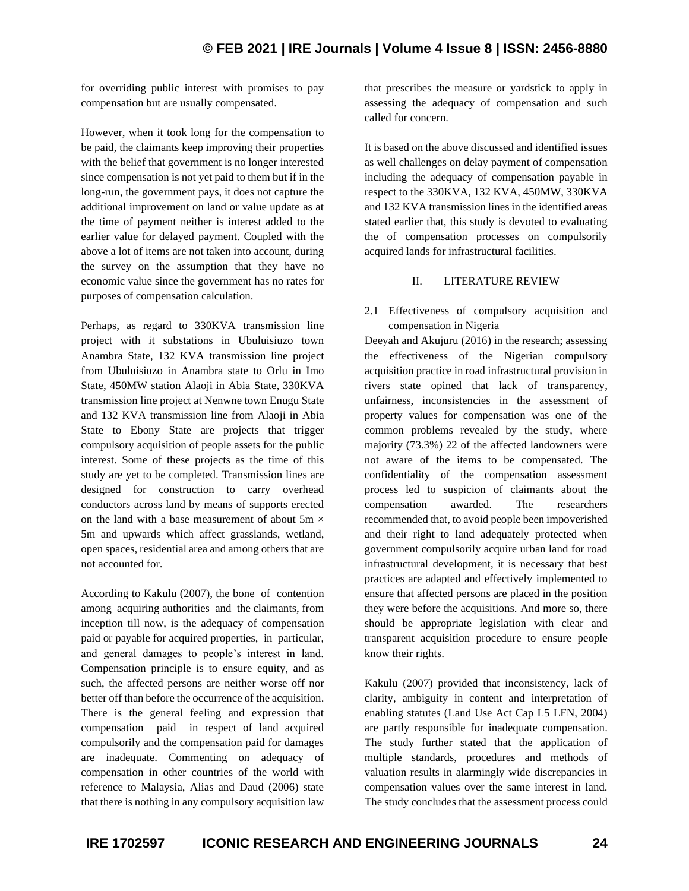for overriding public interest with promises to pay compensation but are usually compensated.

However, when it took long for the compensation to be paid, the claimants keep improving their properties with the belief that government is no longer interested since compensation is not yet paid to them but if in the long-run, the government pays, it does not capture the additional improvement on land or value update as at the time of payment neither is interest added to the earlier value for delayed payment. Coupled with the above a lot of items are not taken into account, during the survey on the assumption that they have no economic value since the government has no rates for purposes of compensation calculation.

Perhaps, as regard to 330KVA transmission line project with it substations in Ubuluisiuzo town Anambra State, 132 KVA transmission line project from Ubuluisiuzo in Anambra state to Orlu in Imo State, 450MW station Alaoji in Abia State, 330KVA transmission line project at Nenwne town Enugu State and 132 KVA transmission line from Alaoji in Abia State to Ebony State are projects that trigger compulsory acquisition of people assets for the public interest. Some of these projects as the time of this study are yet to be completed. Transmission lines are designed for construction to carry overhead conductors across land by means of supports erected on the land with a base measurement of about 5m × 5m and upwards which affect grasslands, wetland, open spaces, residential area and among others that are not accounted for.

According to Kakulu (2007), the bone of contention among acquiring authorities and the claimants, from inception till now, is the adequacy of compensation paid or payable for acquired properties, in particular, and general damages to people's interest in land. Compensation principle is to ensure equity, and as such, the affected persons are neither worse off nor better off than before the occurrence of the acquisition. There is the general feeling and expression that compensation paid in respect of land acquired compulsorily and the compensation paid for damages are inadequate. Commenting on adequacy of compensation in other countries of the world with reference to Malaysia, Alias and Daud (2006) state that there is nothing in any compulsory acquisition law that prescribes the measure or yardstick to apply in assessing the adequacy of compensation and such called for concern.

It is based on the above discussed and identified issues as well challenges on delay payment of compensation including the adequacy of compensation payable in respect to the 330KVA, 132 KVA, 450MW, 330KVA and 132 KVA transmission lines in the identified areas stated earlier that, this study is devoted to evaluating the of compensation processes on compulsorily acquired lands for infrastructural facilities.

## II. LITERATURE REVIEW

### 2.1 Effectiveness of compulsory acquisition and compensation in Nigeria

Deeyah and Akujuru (2016) in the research; assessing the effectiveness of the Nigerian compulsory acquisition practice in road infrastructural provision in rivers state opined that lack of transparency, unfairness, inconsistencies in the assessment of property values for compensation was one of the common problems revealed by the study, where majority (73.3%) 22 of the affected landowners were not aware of the items to be compensated. The confidentiality of the compensation assessment process led to suspicion of claimants about the compensation awarded. The researchers recommended that, to avoid people been impoverished and their right to land adequately protected when government compulsorily acquire urban land for road infrastructural development, it is necessary that best practices are adapted and effectively implemented to ensure that affected persons are placed in the position they were before the acquisitions. And more so, there should be appropriate legislation with clear and transparent acquisition procedure to ensure people know their rights.

Kakulu (2007) provided that inconsistency, lack of clarity, ambiguity in content and interpretation of enabling statutes (Land Use Act Cap L5 LFN, 2004) are partly responsible for inadequate compensation. The study further stated that the application of multiple standards, procedures and methods of valuation results in alarmingly wide discrepancies in compensation values over the same interest in land. The study concludes that the assessment process could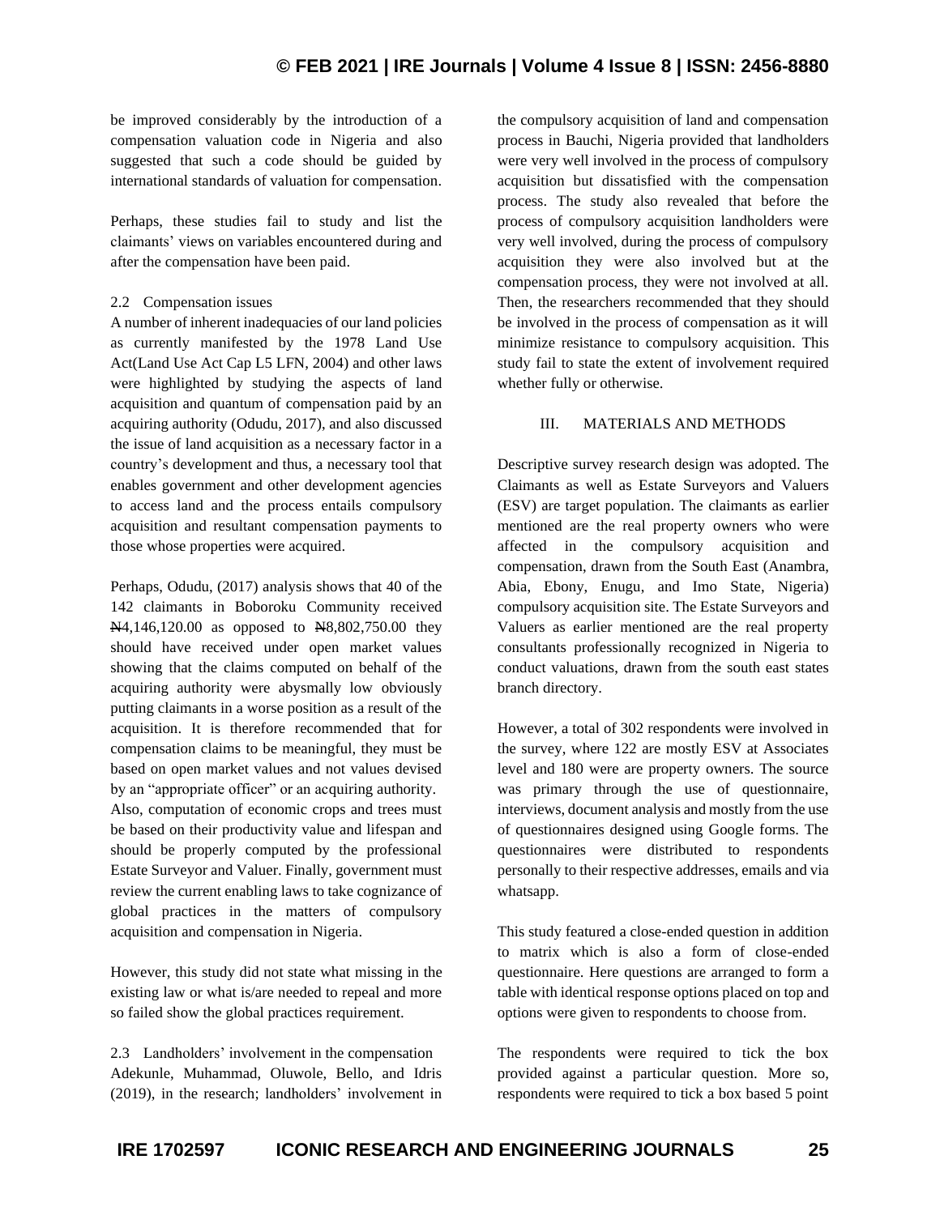be improved considerably by the introduction of a compensation valuation code in Nigeria and also suggested that such a code should be guided by international standards of valuation for compensation.

Perhaps, these studies fail to study and list the claimants' views on variables encountered during and after the compensation have been paid.

### 2.2 Compensation issues

A number of inherent inadequacies of our land policies as currently manifested by the 1978 Land Use Act(Land Use Act Cap L5 LFN, 2004) and other laws were highlighted by studying the aspects of land acquisition and quantum of compensation paid by an acquiring authority (Odudu, 2017), and also discussed the issue of land acquisition as a necessary factor in a country's development and thus, a necessary tool that enables government and other development agencies to access land and the process entails compulsory acquisition and resultant compensation payments to those whose properties were acquired.

Perhaps, Odudu, (2017) analysis shows that 40 of the 142 claimants in Boboroku Community received ₦4,146,120.00 as opposed to ₦8,802,750.00 they should have received under open market values showing that the claims computed on behalf of the acquiring authority were abysmally low obviously putting claimants in a worse position as a result of the acquisition. It is therefore recommended that for compensation claims to be meaningful, they must be based on open market values and not values devised by an "appropriate officer" or an acquiring authority. Also, computation of economic crops and trees must be based on their productivity value and lifespan and should be properly computed by the professional Estate Surveyor and Valuer. Finally, government must review the current enabling laws to take cognizance of global practices in the matters of compulsory acquisition and compensation in Nigeria.

However, this study did not state what missing in the existing law or what is/are needed to repeal and more so failed show the global practices requirement.

### 2.3 Landholders' involvement in the compensation

Adekunle, Muhammad, Oluwole, Bello, and Idris (2019), in the research; landholders' involvement in the compulsory acquisition of land and compensation process in Bauchi, Nigeria provided that landholders were very well involved in the process of compulsory acquisition but dissatisfied with the compensation process. The study also revealed that before the process of compulsory acquisition landholders were very well involved, during the process of compulsory acquisition they were also involved but at the compensation process, they were not involved at all. Then, the researchers recommended that they should be involved in the process of compensation as it will minimize resistance to compulsory acquisition. This study fail to state the extent of involvement required whether fully or otherwise.

## III. MATERIALS AND METHODS

Descriptive survey research design was adopted. The Claimants as well as Estate Surveyors and Valuers (ESV) are target population. The claimants as earlier mentioned are the real property owners who were affected in the compulsory acquisition and compensation, drawn from the South East (Anambra, Abia, Ebony, Enugu, and Imo State, Nigeria) compulsory acquisition site. The Estate Surveyors and Valuers as earlier mentioned are the real property consultants professionally recognized in Nigeria to conduct valuations, drawn from the south east states branch directory.

However, a total of 302 respondents were involved in the survey, where 122 are mostly ESV at Associates level and 180 were are property owners. The source was primary through the use of questionnaire, interviews, document analysis and mostly from the use of questionnaires designed using Google forms. The questionnaires were distributed to respondents personally to their respective addresses, emails and via whatsapp.

This study featured a close-ended question in addition to matrix which is also a form of close-ended questionnaire. Here questions are arranged to form a table with identical response options placed on top and options were given to respondents to choose from.

The respondents were required to tick the box provided against a particular question. More so, respondents were required to tick a box based 5 point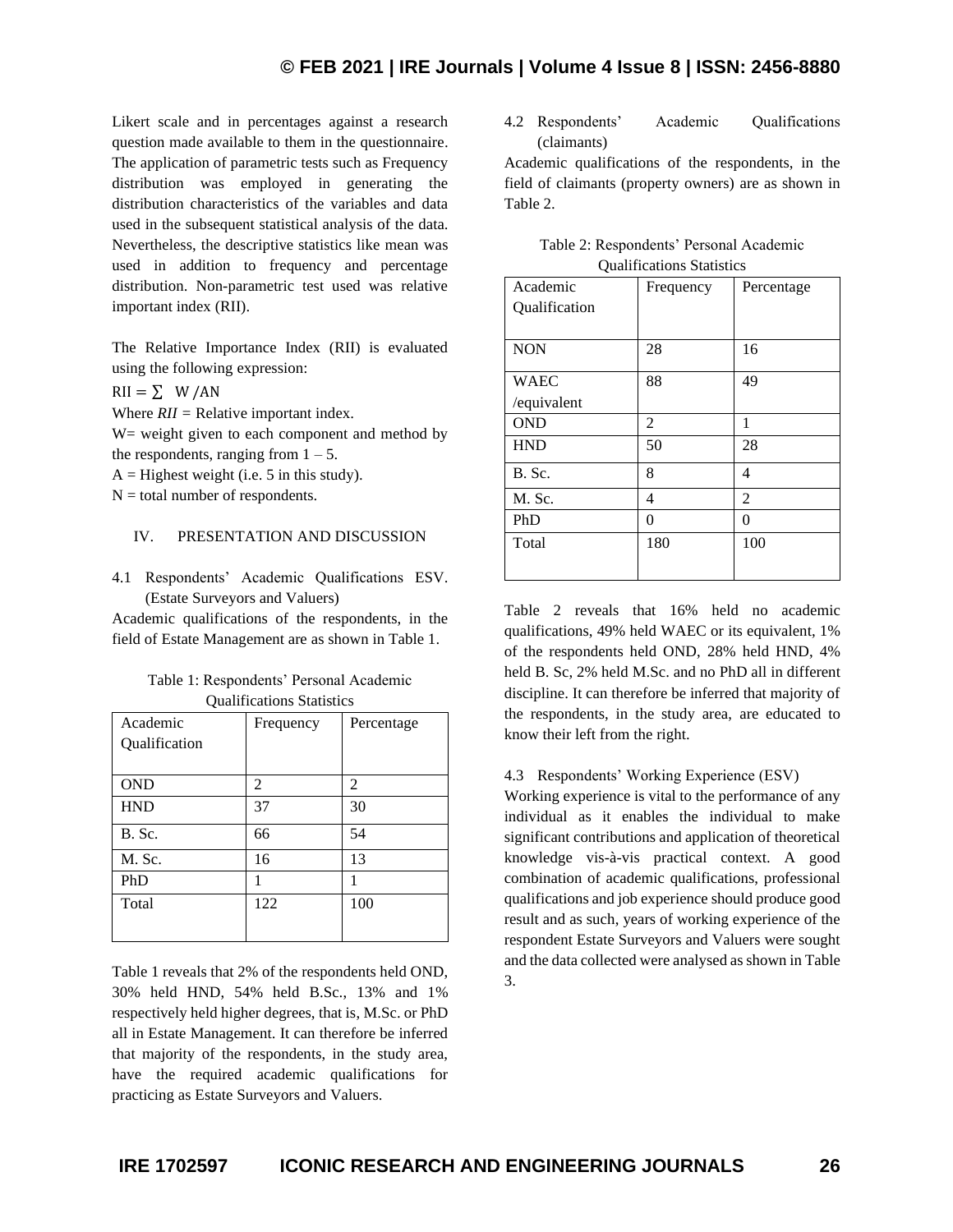Likert scale and in percentages against a research question made available to them in the questionnaire. The application of parametric tests such as Frequency distribution was employed in generating the distribution characteristics of the variables and data used in the subsequent statistical analysis of the data. Nevertheless, the descriptive statistics like mean was used in addition to frequency and percentage distribution. Non-parametric test used was relative important index (RII).

The Relative Importance Index (RII) is evaluated using the following expression:

$\mathrm{RII} = \sum \ W / AN$

Where *RII* = Relative important index.

W= weight given to each component and method by the respondents, ranging from 1 – 5.

A = Highest weight (i.e. 5 in this study).

N = total number of respondents.

## IV. PRESENTATION AND DISCUSSION

### 4.1 Respondents' Academic Qualifications ESV. (Estate Surveyors and Valuers)

Academic qualifications of the respondents, in the field of Estate Management are as shown in Table 1.

Table 1: Respondents' Personal Academic Qualifications Statistics

| Academic Qualification | Frequency | Percentage |
|---|---|---|
| OND | 2 | 2 |
| HND | 37 | 30 |
| B. Sc. | 66 | 54 |
| M. Sc. | 16 | 13 |
| PhD | 1 | 1 |
| Total | 122 | 100 |

Table 1 reveals that 2% of the respondents held OND, 30% held HND, 54% held B.Sc., 13% and 1% respectively held higher degrees, that is, M.Sc. or PhD all in Estate Management. It can therefore be inferred that majority of the respondents, in the study area, have the required academic qualifications for practicing as Estate Surveyors and Valuers.

### 4.2 Respondents' Academic Qualifications (claimants)

Academic qualifications of the respondents, in the field of claimants (property owners) are as shown in Table 2.

Table 2: Respondents' Personal Academic Qualifications Statistics

| Academic Qualification | Frequency | Percentage |
|---|---|---|
| NON | 28 | 16 |
| WAEC /equivalent | 88 | 49 |
| OND | 2 | 1 |
| HND | 50 | 28 |
| B. Sc. | 8 | 4 |
| M. Sc. | 4 | 2 |
| PhD | 0 | 0 |
| Total | 180 | 100 |

Table 2 reveals that 16% held no academic qualifications, 49% held WAEC or its equivalent, 1% of the respondents held OND, 28% held HND, 4% held B. Sc, 2% held M.Sc. and no PhD all in different discipline. It can therefore be inferred that majority of the respondents, in the study area, are educated to know their left from the right.

### 4.3 Respondents' Working Experience (ESV)

Working experience is vital to the performance of any individual as it enables the individual to make significant contributions and application of theoretical knowledge vis-à-vis practical context. A good combination of academic qualifications, professional qualifications and job experience should produce good result and as such, years of working experience of the respondent Estate Surveyors and Valuers were sought and the data collected were analysed as shown in Table 3.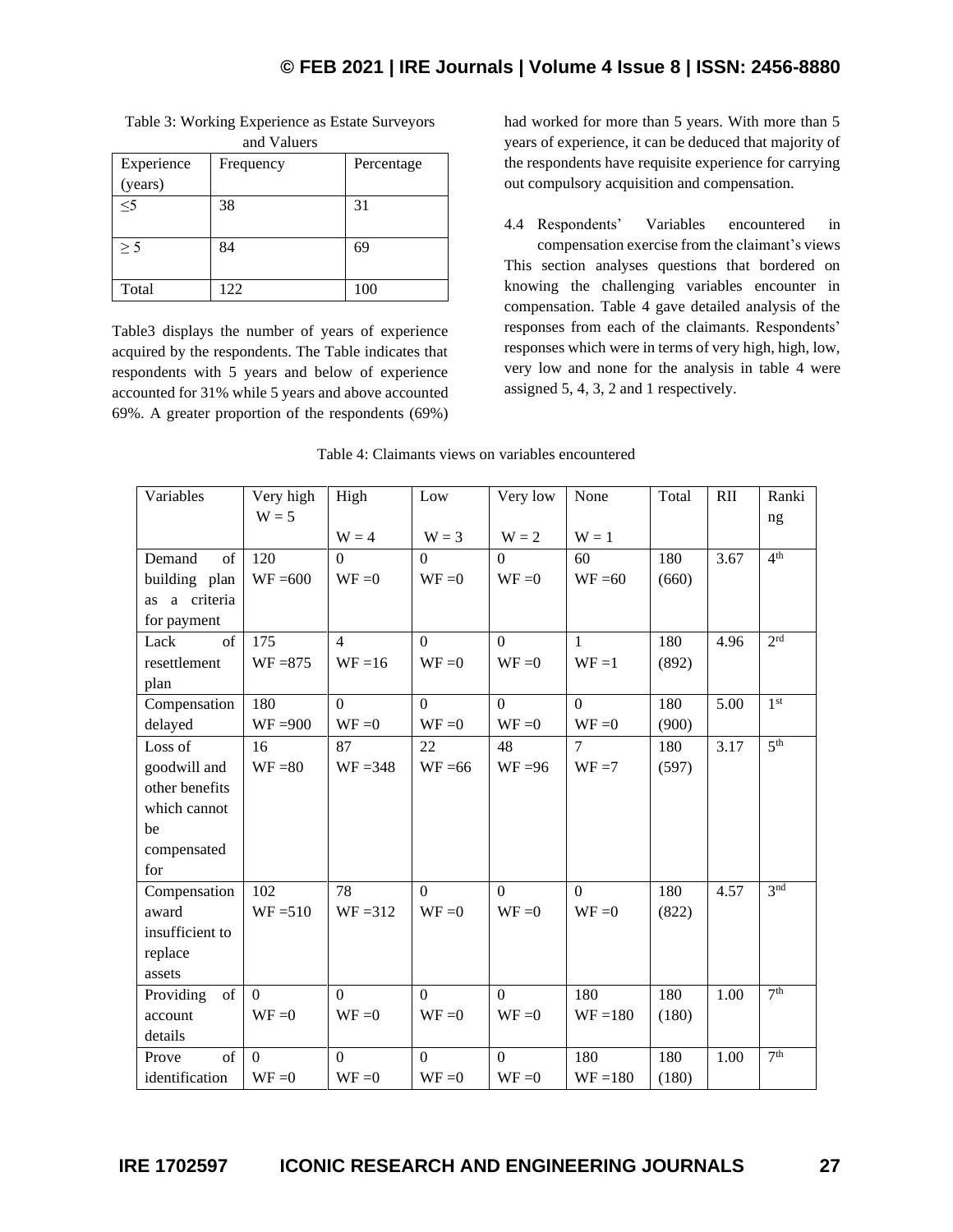Table 3: Working Experience as Estate Surveyors and Valuers

| Experience (years) | Frequency | Percentage |
|---|---|---|
| ≤5 | 38 | 31 |
| ≥ 5 | 84 | 69 |
| Total | 122 | 100 |

Table3 displays the number of years of experience acquired by the respondents. The Table indicates that respondents with 5 years and below of experience accounted for 31% while 5 years and above accounted 69%. A greater proportion of the respondents (69%) had worked for more than 5 years. With more than 5 years of experience, it can be deduced that majority of the respondents have requisite experience for carrying out compulsory acquisition and compensation.

### 4.4 Respondents' Variables encountered in compensation exercise from the claimant's views

This section analyses questions that bordered on knowing the challenging variables encounter in compensation. Table 4 gave detailed analysis of the responses from each of the claimants. Respondents' responses which were in terms of very high, high, low, very low and none for the analysis in table 4 were assigned 5, 4, 3, 2 and 1 respectively.

Table 4: Claimants views on variables encountered

| Variables | Very high W = 5 | High W = 4 | Low W = 3 | Very low W = 2 | None W = 1 | Total | RII | Ranking |
|---|---|---|---|---|---|---|---|---|
| Demand of building plan as a criteria for payment | 120 WF =600 | 0 WF =0 | 0 WF =0 | 0 WF =0 | 60 WF =60 | 180 (660) | 3.67 | 4th |
| Lack of resettlement plan | 175 WF =875 | 4 WF =16 | 0 WF =0 | 0 WF =0 | 1 WF =1 | 180 (892) | 4.96 | 2rd |
| Compensation delayed | 180 WF =900 | 0 WF =0 | 0 WF =0 | 0 WF =0 | 0 WF =0 | 180 (900) | 5.00 | 1st |
| Loss of goodwill and other benefits which cannot be compensated for | 16 WF =80 | 87 WF =348 | 22 WF =66 | 48 WF =96 | 7 WF =7 | 180 (597) | 3.17 | 5th |
| Compensation award insufficient to replace assets | 102 WF =510 | 78 WF =312 | 0 WF =0 | 0 WF =0 | 0 WF =0 | 180 (822) | 4.57 | 3nd |
| Providing of account details | 0 WF =0 | 0 WF =0 | 0 WF =0 | 0 WF =0 | 180 WF =180 | 180 (180) | 1.00 | 7th |
| Prove of identification | 0 WF =0 | 0 WF =0 | 0 WF =0 | 0 WF =0 | 180 WF =180 | 180 (180) | 1.00 | 7th |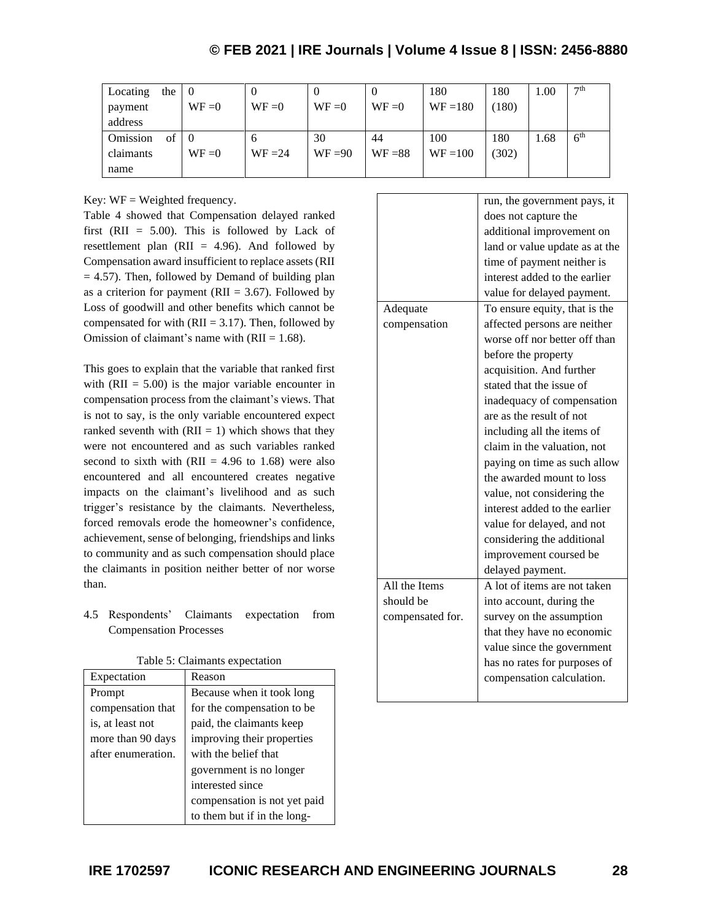| Locating the payment address | 0 WF =0 | 0 WF =0 | 0 WF =0 | 0 WF =0 | 180 WF =180 | 180 (180) | 1.00 | 7th |
|---|---|---|---|---|---|---|---|---|
| Omission of claimants name | 0 WF =0 | 6 WF =24 | 30 WF =90 | 44 WF =88 | 100 WF =100 | 180 (302) | 1.68 | 6th |

Key: WF = Weighted frequency.

Table 4 showed that Compensation delayed ranked first (RII = 5.00). This is followed by Lack of resettlement plan (RII = 4.96). And followed by Compensation award insufficient to replace assets (RII = 4.57). Then, followed by Demand of building plan as a criterion for payment (RII = 3.67). Followed by Loss of goodwill and other benefits which cannot be compensated for with (RII = 3.17). Then, followed by Omission of claimant's name with (RII = 1.68).

This goes to explain that the variable that ranked first with (RII = 5.00) is the major variable encounter in compensation process from the claimant's views. That is not to say, is the only variable encountered expect ranked seventh with (RII = 1) which shows that they were not encountered and as such variables ranked second to sixth with (RII = 4.96 to 1.68) were also encountered and all encountered creates negative impacts on the claimant's livelihood and as such trigger's resistance by the claimants. Nevertheless, forced removals erode the homeowner's confidence, achievement, sense of belonging, friendships and links to community and as such compensation should place the claimants in position neither better of nor worse than.

## 4.5 Respondents' Claimants expectation from Compensation Processes

Table 5: Claimants expectation

| Expectation | Reason |
|---|---|
| Prompt compensation that is, at least not more than 90 days after enumeration. | Because when it took long for the compensation to be paid, the claimants keep improving their properties with the belief that government is no longer interested since compensation is not yet paid to them but if in the long-run, the government pays, it does not capture the additional improvement on land or value update as at the time of payment neither is interest added to the earlier value for delayed payment. |
| Adequate compensation | To ensure equity, that is the affected persons are neither worse off nor better off than before the property acquisition. And further stated that the issue of inadequacy of compensation are as the result of not including all the items of claim in the valuation, not paying on time as such allow the awarded mount to loss value, not considering the interest added to the earlier value for delayed, and not considering the additional improvement coursed be delayed payment. |
| All the Items should be compensated for. | A lot of items are not taken into account, during the survey on the assumption that they have no economic value since the government has no rates for purposes of compensation calculation. |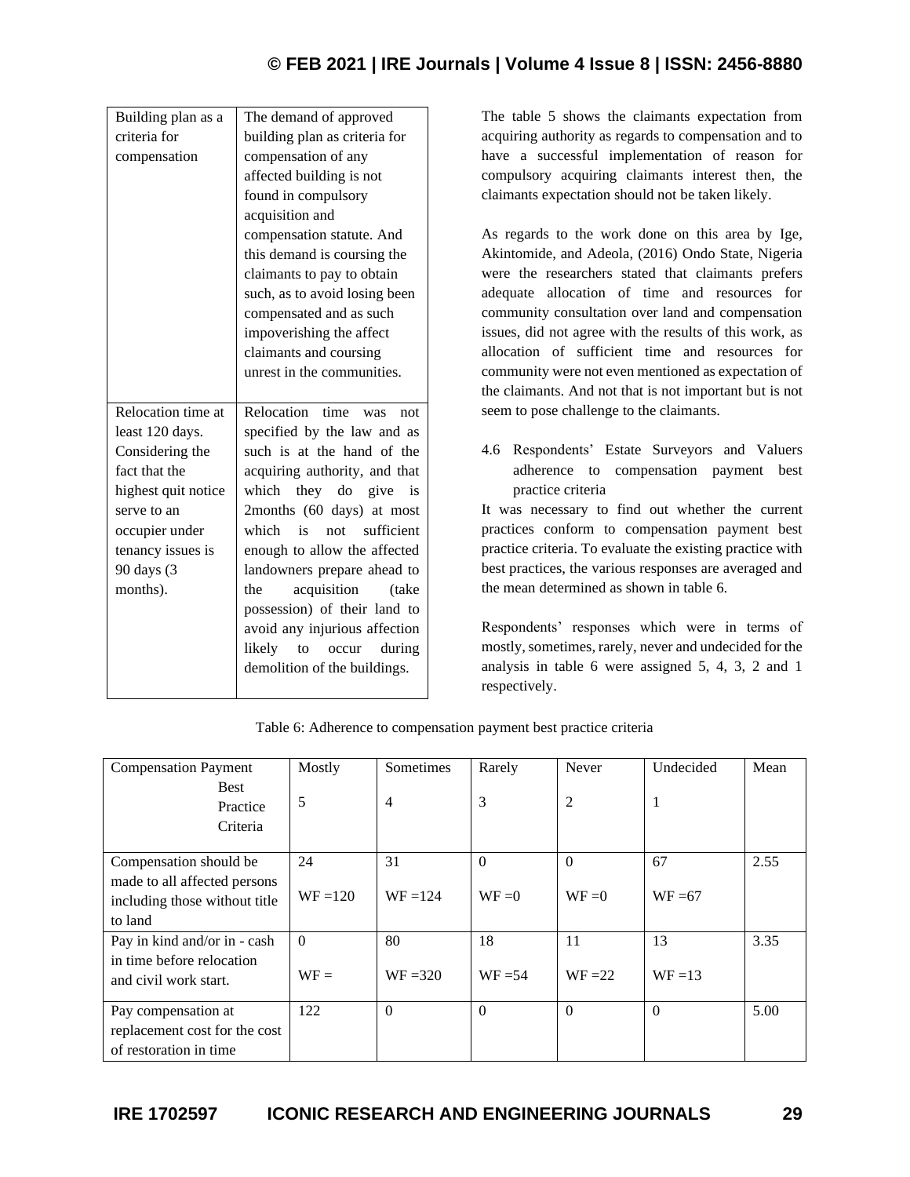| Building plan as a criteria for compensation | The demand of approved building plan as criteria for compensation of any affected building is not found in compulsory acquisition and compensation statute. And this demand is coursing the claimants to pay to obtain such, as to avoid losing been compensated and as such impoverishing the affect claimants and coursing unrest in the communities. |
|---|---|
| Relocation time at least 120 days. Considering the fact that the highest quit notice serve to an occupier under tenancy issues is 90 days (3 months). | Relocation time was not specified by the law and as such is at the hand of the acquiring authority, and that which they do give is 2months (60 days) at most which is not sufficient enough to allow the affected landowners prepare ahead to the acquisition (take possession) of their land to avoid any injurious affection likely to occur during demolition of the buildings. |

The table 5 shows the claimants expectation from acquiring authority as regards to compensation and to have a successful implementation of reason for compulsory acquiring claimants interest then, the claimants expectation should not be taken likely.

As regards to the work done on this area by Ige, Akintomide, and Adeola, (2016) Ondo State, Nigeria were the researchers stated that claimants prefers adequate allocation of time and resources for community consultation over land and compensation issues, did not agree with the results of this work, as allocation of sufficient time and resources for community were not even mentioned as expectation of the claimants. And not that is not important but is not seem to pose challenge to the claimants.

### 4.6 Respondents' Estate Surveyors and Valuers adherence to compensation payment best practice criteria

It was necessary to find out whether the current practices conform to compensation payment best practice criteria. To evaluate the existing practice with best practices, the various responses are averaged and the mean determined as shown in table 6.

Respondents' responses which were in terms of mostly, sometimes, rarely, never and undecided for the analysis in table 6 were assigned 5, 4, 3, 2 and 1 respectively.

Table 6: Adherence to compensation payment best practice criteria

| Compensation Payment Best Practice Criteria | Mostly 5 | Sometimes 4 | Rarely 3 | Never 2 | Undecided 1 | Mean |
|---|---|---|---|---|---|---|
| Compensation should be made to all affected persons including those without title to land | 24 WF =120 | 31 WF =124 | 0 WF =0 | 0 WF =0 | 67 WF =67 | 2.55 |
| Pay in kind and/or in - cash in time before relocation and civil work start. | 0 WF = | 80 WF =320 | 18 WF =54 | 11 WF =22 | 13 WF =13 | 3.35 |
| Pay compensation at replacement cost for the cost of restoration in time | 122 | 0 | 0 | 0 | 0 | 5.00 |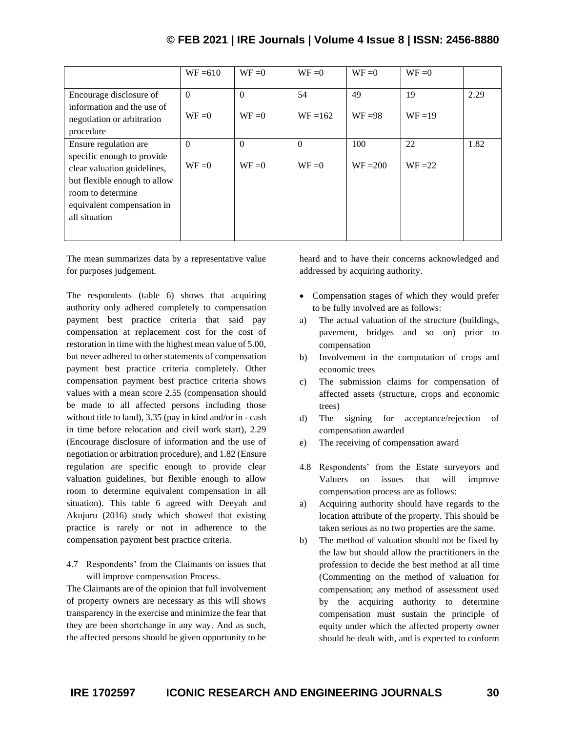| | WF =610 | WF =0 | WF =0 | WF =0 | WF =0 | |
|---|---|---|---|---|---|---|
| Encourage disclosure of information and the use of negotiation or arbitration procedure | 0<br>WF =0 | 0<br>WF =0 | 54<br>WF =162 | 49<br>WF =98 | 19<br>WF =19 | 2.29 |
| Ensure regulation are specific enough to provide clear valuation guidelines, but flexible enough to allow room to determine equivalent compensation in all situation | 0<br>WF =0 | 0<br>WF =0 | 0<br>WF =0 | 100<br>WF =200 | 22<br>WF =22 | 1.82 |

The mean summarizes data by a representative value for purposes judgement.

The respondents (table 6) shows that acquiring authority only adhered completely to compensation payment best practice criteria that said pay compensation at replacement cost for the cost of restoration in time with the highest mean value of 5.00, but never adhered to other statements of compensation payment best practice criteria completely. Other compensation payment best practice criteria shows values with a mean score 2.55 (compensation should be made to all affected persons including those without title to land), 3.35 (pay in kind and/or in - cash in time before relocation and civil work start), 2.29 (Encourage disclosure of information and the use of negotiation or arbitration procedure), and 1.82 (Ensure regulation are specific enough to provide clear valuation guidelines, but flexible enough to allow room to determine equivalent compensation in all situation). This table 6 agreed with Deeyah and Akujuru (2016) study which showed that existing practice is rarely or not in adherence to the compensation payment best practice criteria.

4.7 Respondents' from the Claimants on issues that will improve compensation Process.

The Claimants are of the opinion that full involvement of property owners are necessary as this will shows transparency in the exercise and minimize the fear that they are been shortchange in any way. And as such, the affected persons should be given opportunity to be heard and to have their concerns acknowledged and addressed by acquiring authority.

- Compensation stages of which they would prefer to be fully involved are as follows:

a) The actual valuation of the structure (buildings, pavement, bridges and so on) prior to compensation
b) Involvement in the computation of crops and economic trees
c) The submission claims for compensation of affected assets (structure, crops and economic trees)
d) The signing for acceptance/rejection of compensation awarded
e) The receiving of compensation award

4.8 Respondents' from the Estate surveyors and Valuers on issues that will improve compensation process are as follows:

a) Acquiring authority should have regards to the location attribute of the property. This should be taken serious as no two properties are the same.
b) The method of valuation should not be fixed by the law but should allow the practitioners in the profession to decide the best method at all time (Commenting on the method of valuation for compensation; any method of assessment used by the acquiring authority to determine compensation must sustain the principle of equity under which the affected property owner should be dealt with, and is expected to conform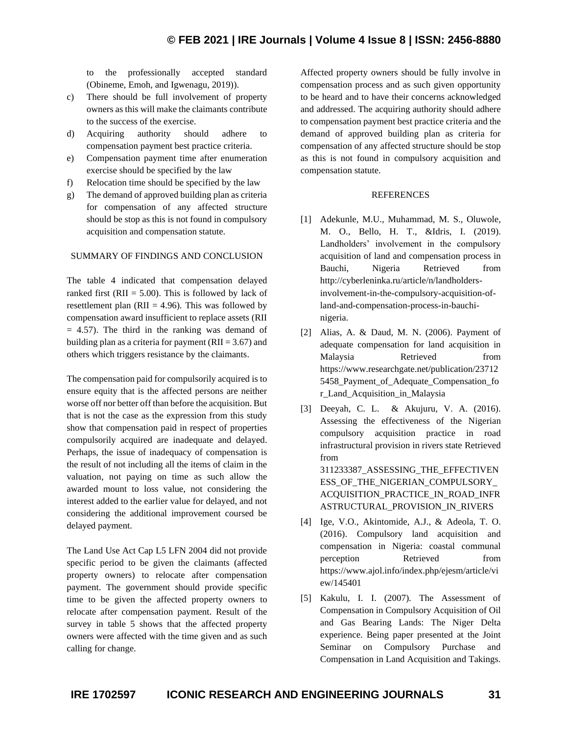to the professionally accepted standard (Obineme, Emoh, and Igwenagu, 2019)).

c) There should be full involvement of property owners as this will make the claimants contribute to the success of the exercise.
d) Acquiring authority should adhere to compensation payment best practice criteria.
e) Compensation payment time after enumeration exercise should be specified by the law
f) Relocation time should be specified by the law
g) The demand of approved building plan as criteria for compensation of any affected structure should be stop as this is not found in compulsory acquisition and compensation statute.

## SUMMARY OF FINDINGS AND CONCLUSION

The table 4 indicated that compensation delayed ranked first (RII = 5.00). This is followed by lack of resettlement plan (RII = 4.96). This was followed by compensation award insufficient to replace assets (RII = 4.57). The third in the ranking was demand of building plan as a criteria for payment (RII = 3.67) and others which triggers resistance by the claimants.

The compensation paid for compulsorily acquired is to ensure equity that is the affected persons are neither worse off nor better off than before the acquisition. But that is not the case as the expression from this study show that compensation paid in respect of properties compulsorily acquired are inadequate and delayed. Perhaps, the issue of inadequacy of compensation is the result of not including all the items of claim in the valuation, not paying on time as such allow the awarded mount to loss value, not considering the interest added to the earlier value for delayed, and not considering the additional improvement coursed be delayed payment.

The Land Use Act Cap L5 LFN 2004 did not provide specific period to be given the claimants (affected property owners) to relocate after compensation payment. The government should provide specific time to be given the affected property owners to relocate after compensation payment. Result of the survey in table 5 shows that the affected property owners were affected with the time given and as such calling for change.

Affected property owners should be fully involve in compensation process and as such given opportunity to be heard and to have their concerns acknowledged and addressed. The acquiring authority should adhere to compensation payment best practice criteria and the demand of approved building plan as criteria for compensation of any affected structure should be stop as this is not found in compulsory acquisition and compensation statute.

## REFERENCES

[1] Adekunle, M.U., Muhammad, M. S., Oluwole, M. O., Bello, H. T., &Idris, I. (2019). Landholders' involvement in the compulsory acquisition of land and compensation process in Bauchi, Nigeria Retrieved from http://cyberleninka.ru/article/n/landholders-involvement-in-the-compulsory-acquisition-of-land-and-compensation-process-in-bauchi-nigeria.

[2] Alias, A. & Daud, M. N. (2006). Payment of adequate compensation for land acquisition in Malaysia Retrieved from https://www.researchgate.net/publication/237125458_Payment_of_Adequate_Compensation_for_Land_Acquisition_in_Malaysia

[3] Deeyah, C. L. & Akujuru, V. A. (2016). Assessing the effectiveness of the Nigerian compulsory acquisition practice in road infrastructural provision in rivers state Retrieved from 311233387_ASSESSING_THE_EFFECTIVENESS_OF_THE_NIGERIAN_COMPULSORY_ACQUISITION_PRACTICE_IN_ROAD_INFRASTRUCTURAL_PROVISION_IN_RIVERS

[4] Ige, V.O., Akintomide, A.J., & Adeola, T. O. (2016). Compulsory land acquisition and compensation in Nigeria: coastal communal perception Retrieved from https://www.ajol.info/index.php/ejesm/article/view/145401

[5] Kakulu, I. I. (2007). The Assessment of Compensation in Compulsory Acquisition of Oil and Gas Bearing Lands: The Niger Delta experience. Being paper presented at the Joint Seminar on Compulsory Purchase and Compensation in Land Acquisition and Takings.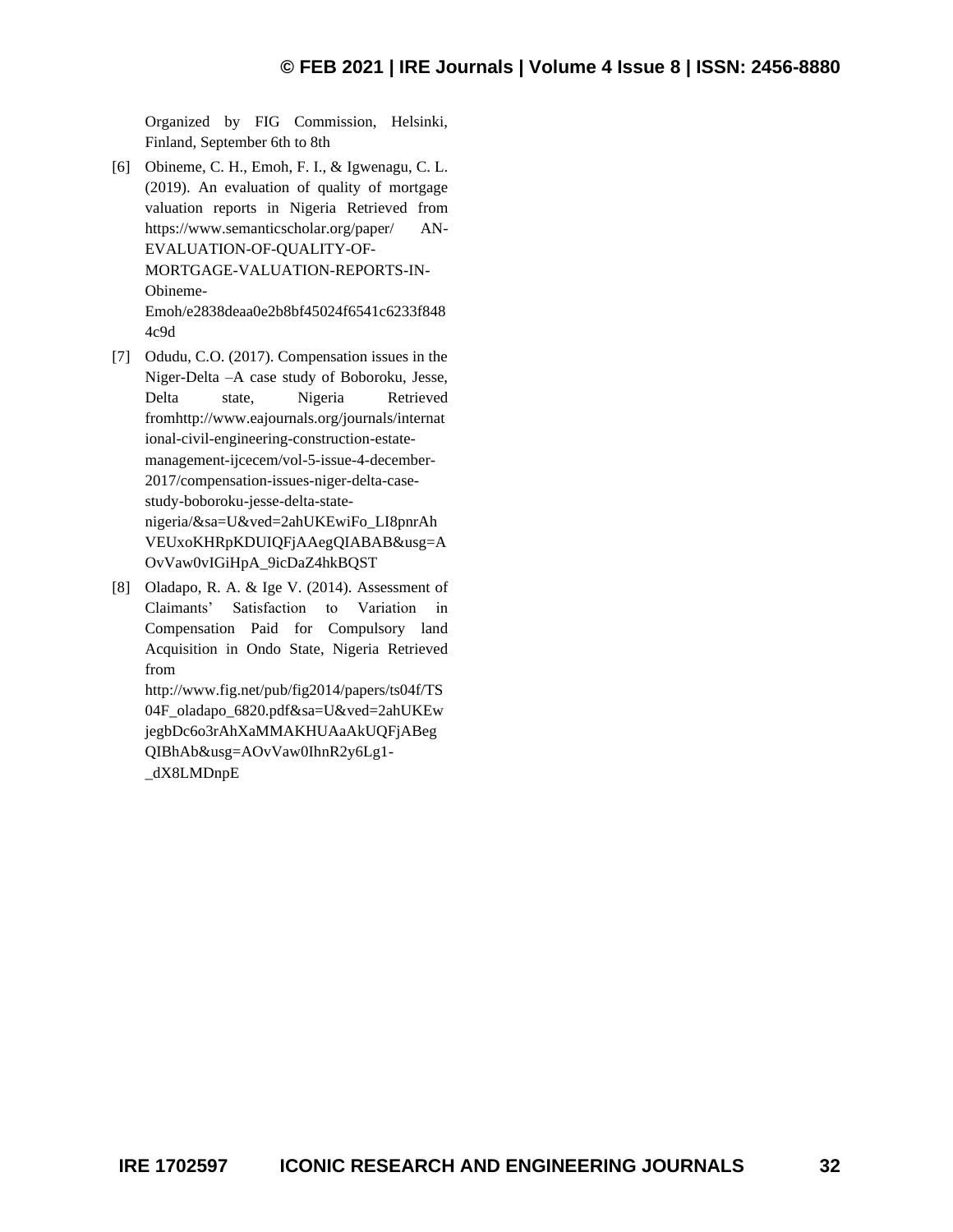Organized by FIG Commission, Helsinki, Finland, September 6th to 8th

[6] Obineme, C. H., Emoh, F. I., & Igwenagu, C. L. (2019). An evaluation of quality of mortgage valuation reports in Nigeria Retrieved from https://www.semanticscholar.org/paper/ AN-EVALUATION-OF-QUALITY-OF-MORTGAGE-VALUATION-REPORTS-IN-Obineme-Emoh/e2838deaa0e2b8bf45024f6541c6233f8484c9d

[7] Odudu, C.O. (2017). Compensation issues in the Niger-Delta –A case study of Boboroku, Jesse, Delta state, Nigeria Retrieved fromhttp://www.eajournals.org/journals/international-civil-engineering-construction-estate-management-ijcecem/vol-5-issue-4-december-2017/compensation-issues-niger-delta-case-study-boboroku-jesse-delta-state-nigeria/&sa=U&ved=2ahUKEwiFo_LI8pnrAhVEUxoKHRpKDUIQFjAAegQIABAB&usg=AOvVaw0vIGiHpA_9icDaZ4hkBQST

[8] Oladapo, R. A. & Ige V. (2014). Assessment of Claimants' Satisfaction to Variation in Compensation Paid for Compulsory land Acquisition in Ondo State, Nigeria Retrieved from http://www.fig.net/pub/fig2014/papers/ts04f/TS04F_oladapo_6820.pdf&sa=U&ved=2ahUKEwjegbDc6o3rAhXaMMAKHUAaAkUQFjABegQIBhAb&usg=AOvVaw0IhnR2y6Lg1-_dX8LMDnpE